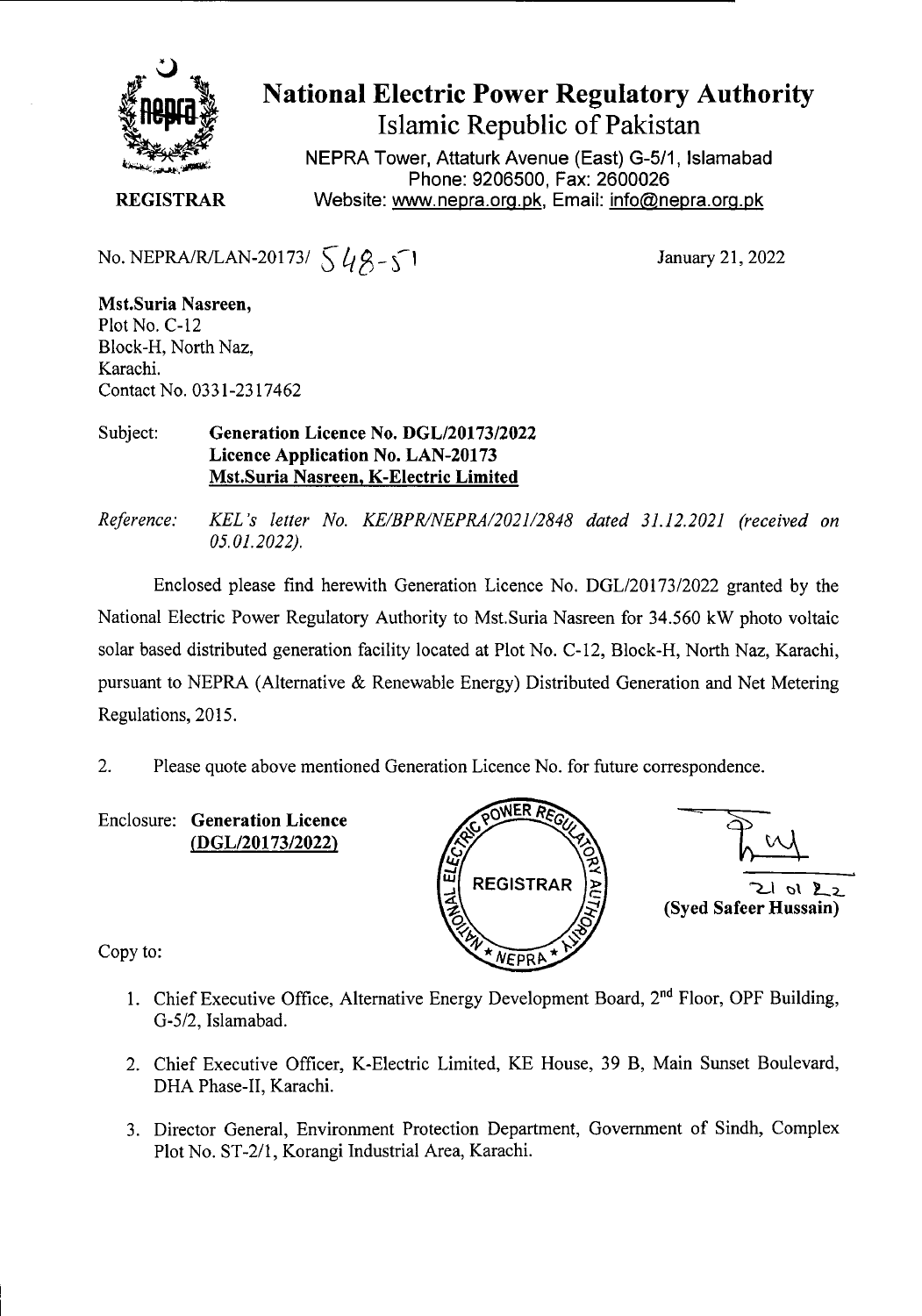# National Electric Power Regulatory Authority

## Islamic Republic of Pakistan

NEPRA Tower, Attaturk Avenue (East) G-5/1, Islamabad
Phone: 9206500, Fax: 2600026
Website: www.nepra.org.pk, Email: info@nepra.org.pk

**REGISTRAR**

No. NEPRA/R/LAN-20173/ 548-51

January 21, 2022

**Mst.Suria Nasreen,**
Plot No. C-12
Block-H, North Naz,
Karachi.
Contact No. 0331-2317462

Subject: **Generation Licence No. DGL/20173/2022**
**Licence Application No. LAN-20173**
**Mst.Suria Nasreen, K-Electric Limited**

*Reference: KEL's letter No. KE/BPR/NEPRA/2021/2848 dated 31.12.2021 (received on 05.01.2022).*

Enclosed please find herewith Generation Licence No. DGL/20173/2022 granted by the National Electric Power Regulatory Authority to Mst.Suria Nasreen for 34.560 kW photo voltaic solar based distributed generation facility located at Plot No. C-12, Block-H, North Naz, Karachi, pursuant to NEPRA (Alternative & Renewable Energy) Distributed Generation and Net Metering Regulations, 2015.

2. Please quote above mentioned Generation Licence No. for future correspondence.

Enclosure: **Generation Licence**
**(DGL/20173/2022)**

21 01 22
**(Syed Safeer Hussain)**

Copy to:

1. Chief Executive Office, Alternative Energy Development Board, 2nd Floor, OPF Building, G-5/2, Islamabad.
2. Chief Executive Officer, K-Electric Limited, KE House, 39 B, Main Sunset Boulevard, DHA Phase-II, Karachi.
3. Director General, Environment Protection Department, Government of Sindh, Complex Plot No. ST-2/1, Korangi Industrial Area, Karachi.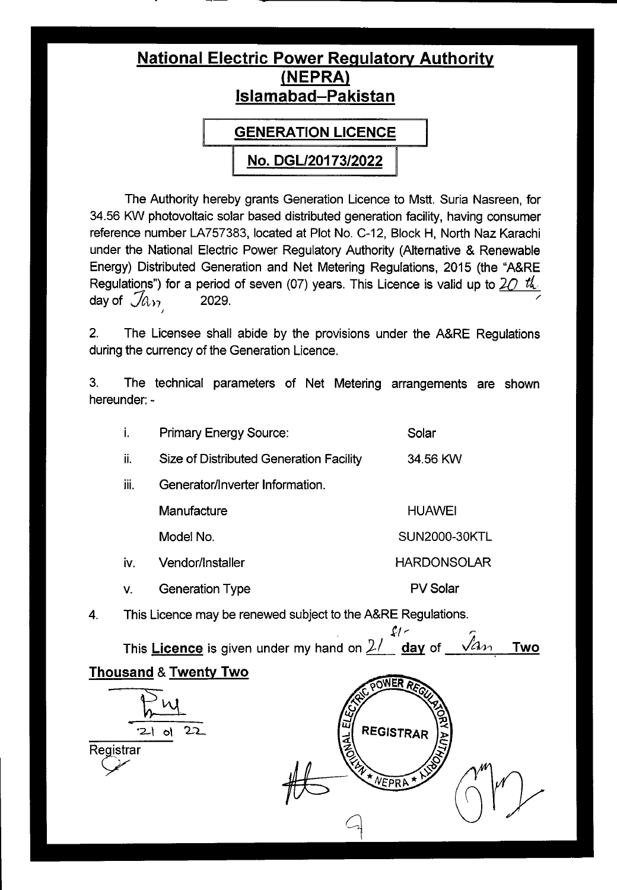# National Electric Power Regulatory Authority (NEPRA) Islamabad–Pakistan

## GENERATION LICENCE

## No. DGL/20173/2022

The Authority hereby grants Generation Licence to Mstt. Suria Nasreen, for 34.56 KW photovoltaic solar based distributed generation facility, having consumer reference number LA757383, located at Plot No. C-12, Block H, North Naz Karachi under the National Electric Power Regulatory Authority (Alternative & Renewable Energy) Distributed Generation and Net Metering Regulations, 2015 (the "A&RE Regulations") for a period of seven (07) years. This Licence is valid up to 20 th day of Jan 2029.

2. The Licensee shall abide by the provisions under the A&RE Regulations during the currency of the Generation Licence.

3. The technical parameters of Net Metering arrangements are shown hereunder: -

| | | |
|---|---|---|
| i. | Primary Energy Source: | Solar |
| ii. | Size of Distributed Generation Facility | 34.56 KW |
| iii. | Generator/Inverter Information. | |
| | Manufacture | HUAWEI |
| | Model No. | SUN2000-30KTL |
| iv. | Vendor/Installer | HARDONSOLAR |
| v. | Generation Type | PV Solar |

4. This Licence may be renewed subject to the A&RE Regulations.

This **Licence** is given under my hand on 21 **day** of Jan **Two Thousand** & **Twenty Two**

21 01 22

Registrar

REGISTRAR

NATIONAL ELECTRIC POWER REGULATORY AUTHORITY ★ NEPRA ★